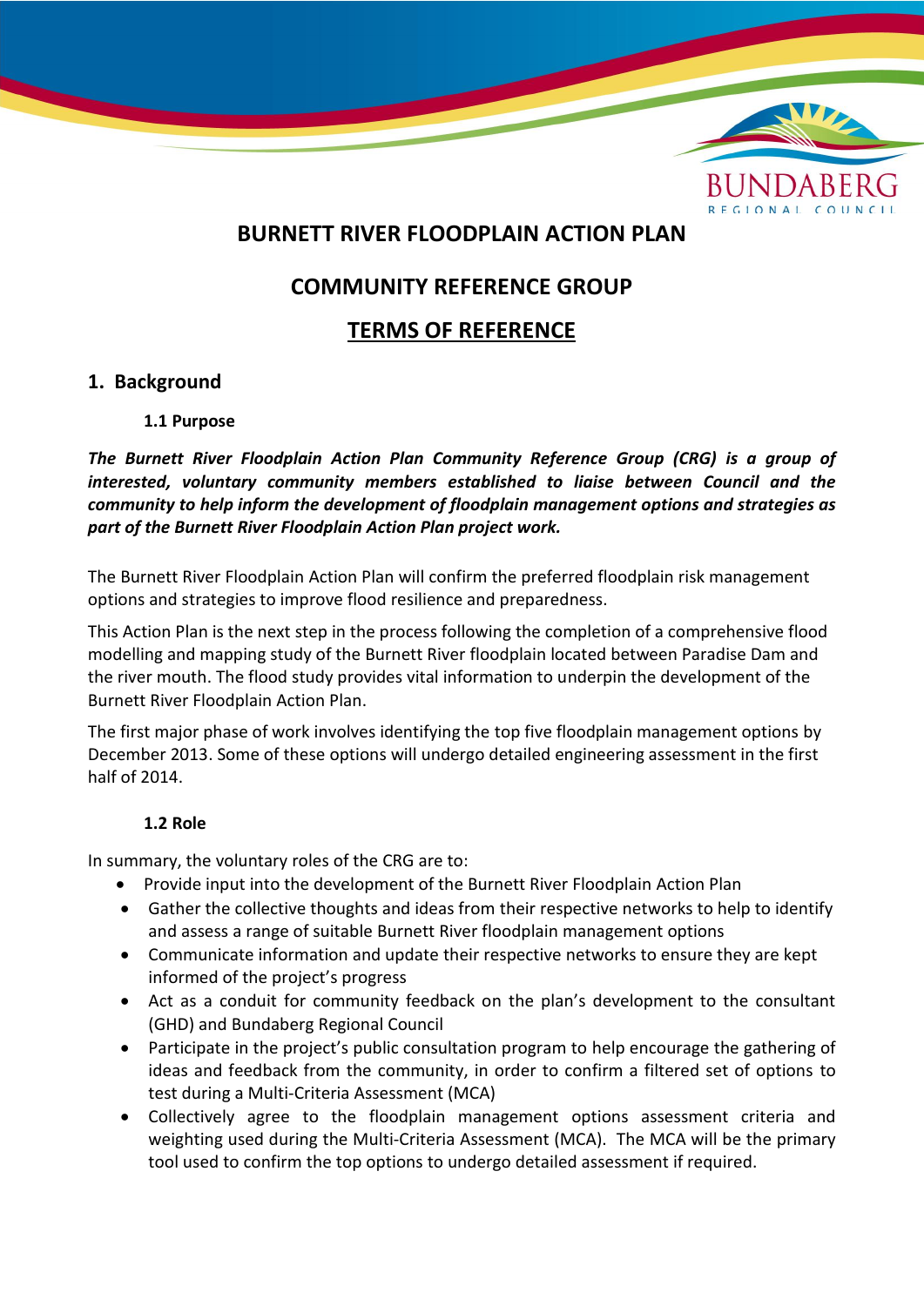# BURNETT RIVER FLOODPLAIN ACTION PLAN

## COMMUNITY REFERENCE GROUP

## TERMS OF REFERENCE

## 1. Background

### 1.1 Purpose

***The Burnett River Floodplain Action Plan Community Reference Group (CRG) is a group of interested, voluntary community members established to liaise between Council and the community to help inform the development of floodplain management options and strategies as part of the Burnett River Floodplain Action Plan project work.***

The Burnett River Floodplain Action Plan will confirm the preferred floodplain risk management options and strategies to improve flood resilience and preparedness.

This Action Plan is the next step in the process following the completion of a comprehensive flood modelling and mapping study of the Burnett River floodplain located between Paradise Dam and the river mouth. The flood study provides vital information to underpin the development of the Burnett River Floodplain Action Plan.

The first major phase of work involves identifying the top five floodplain management options by December 2013. Some of these options will undergo detailed engineering assessment in the first half of 2014.

### 1.2 Role

In summary, the voluntary roles of the CRG are to:

- Provide input into the development of the Burnett River Floodplain Action Plan
- Gather the collective thoughts and ideas from their respective networks to help to identify and assess a range of suitable Burnett River floodplain management options
- Communicate information and update their respective networks to ensure they are kept informed of the project's progress
- Act as a conduit for community feedback on the plan's development to the consultant (GHD) and Bundaberg Regional Council
- Participate in the project's public consultation program to help encourage the gathering of ideas and feedback from the community, in order to confirm a filtered set of options to test during a Multi-Criteria Assessment (MCA)
- Collectively agree to the floodplain management options assessment criteria and weighting used during the Multi-Criteria Assessment (MCA). The MCA will be the primary tool used to confirm the top options to undergo detailed assessment if required.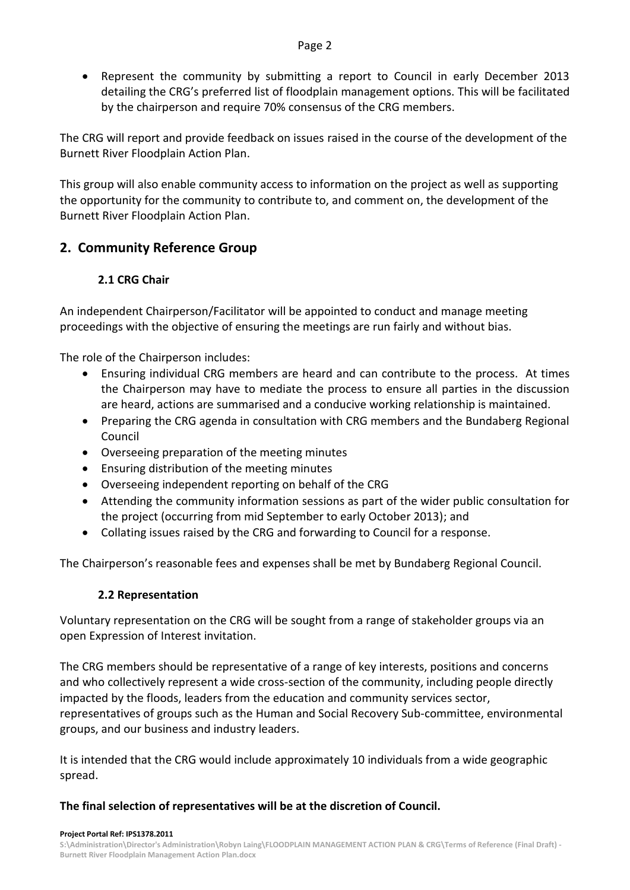- Represent the community by submitting a report to Council in early December 2013 detailing the CRG's preferred list of floodplain management options. This will be facilitated by the chairperson and require 70% consensus of the CRG members.

The CRG will report and provide feedback on issues raised in the course of the development of the Burnett River Floodplain Action Plan.

This group will also enable community access to information on the project as well as supporting the opportunity for the community to contribute to, and comment on, the development of the Burnett River Floodplain Action Plan.

## 2. Community Reference Group

### 2.1 CRG Chair

An independent Chairperson/Facilitator will be appointed to conduct and manage meeting proceedings with the objective of ensuring the meetings are run fairly and without bias.

The role of the Chairperson includes:

- Ensuring individual CRG members are heard and can contribute to the process. At times the Chairperson may have to mediate the process to ensure all parties in the discussion are heard, actions are summarised and a conducive working relationship is maintained.
- Preparing the CRG agenda in consultation with CRG members and the Bundaberg Regional Council
- Overseeing preparation of the meeting minutes
- Ensuring distribution of the meeting minutes
- Overseeing independent reporting on behalf of the CRG
- Attending the community information sessions as part of the wider public consultation for the project (occurring from mid September to early October 2013); and
- Collating issues raised by the CRG and forwarding to Council for a response.

The Chairperson's reasonable fees and expenses shall be met by Bundaberg Regional Council.

### 2.2 Representation

Voluntary representation on the CRG will be sought from a range of stakeholder groups via an open Expression of Interest invitation.

The CRG members should be representative of a range of key interests, positions and concerns and who collectively represent a wide cross-section of the community, including people directly impacted by the floods, leaders from the education and community services sector, representatives of groups such as the Human and Social Recovery Sub-committee, environmental groups, and our business and industry leaders.

It is intended that the CRG would include approximately 10 individuals from a wide geographic spread.

**The final selection of representatives will be at the discretion of Council.**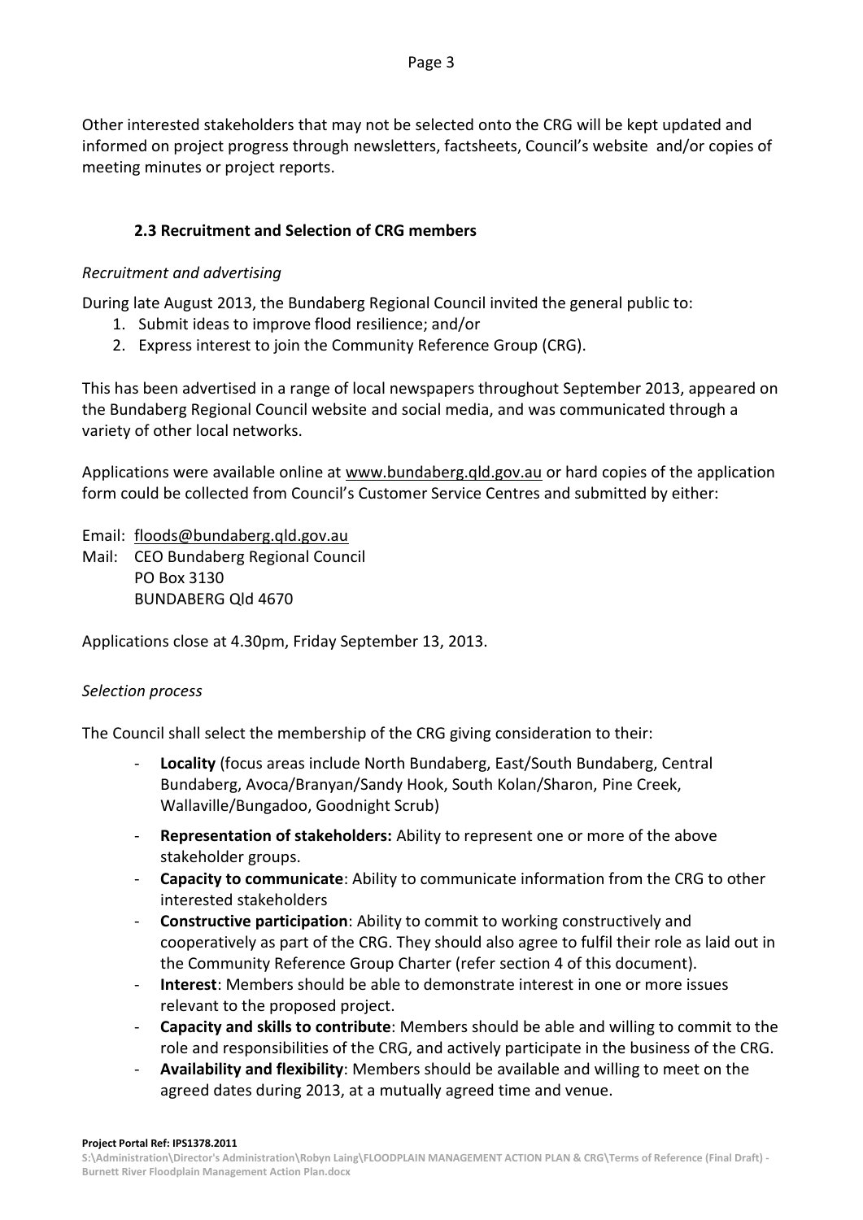Other interested stakeholders that may not be selected onto the CRG will be kept updated and informed on project progress through newsletters, factsheets, Council's website and/or copies of meeting minutes or project reports.

### 2.3 Recruitment and Selection of CRG members

*Recruitment and advertising*

During late August 2013, the Bundaberg Regional Council invited the general public to:

1. Submit ideas to improve flood resilience; and/or
2. Express interest to join the Community Reference Group (CRG).

This has been advertised in a range of local newspapers throughout September 2013, appeared on the Bundaberg Regional Council website and social media, and was communicated through a variety of other local networks.

Applications were available online at www.bundaberg.qld.gov.au or hard copies of the application form could be collected from Council's Customer Service Centres and submitted by either:

Email: floods@bundaberg.qld.gov.au
Mail: CEO Bundaberg Regional Council
PO Box 3130
BUNDABERG Qld 4670

Applications close at 4.30pm, Friday September 13, 2013.

*Selection process*

The Council shall select the membership of the CRG giving consideration to their:

- **Locality** (focus areas include North Bundaberg, East/South Bundaberg, Central Bundaberg, Avoca/Branyan/Sandy Hook, South Kolan/Sharon, Pine Creek, Wallaville/Bungadoo, Goodnight Scrub)
- **Representation of stakeholders:** Ability to represent one or more of the above stakeholder groups.
- **Capacity to communicate**: Ability to communicate information from the CRG to other interested stakeholders
- **Constructive participation**: Ability to commit to working constructively and cooperatively as part of the CRG. They should also agree to fulfil their role as laid out in the Community Reference Group Charter (refer section 4 of this document).
- **Interest**: Members should be able to demonstrate interest in one or more issues relevant to the proposed project.
- **Capacity and skills to contribute**: Members should be able and willing to commit to the role and responsibilities of the CRG, and actively participate in the business of the CRG.
- **Availability and flexibility**: Members should be available and willing to meet on the agreed dates during 2013, at a mutually agreed time and venue.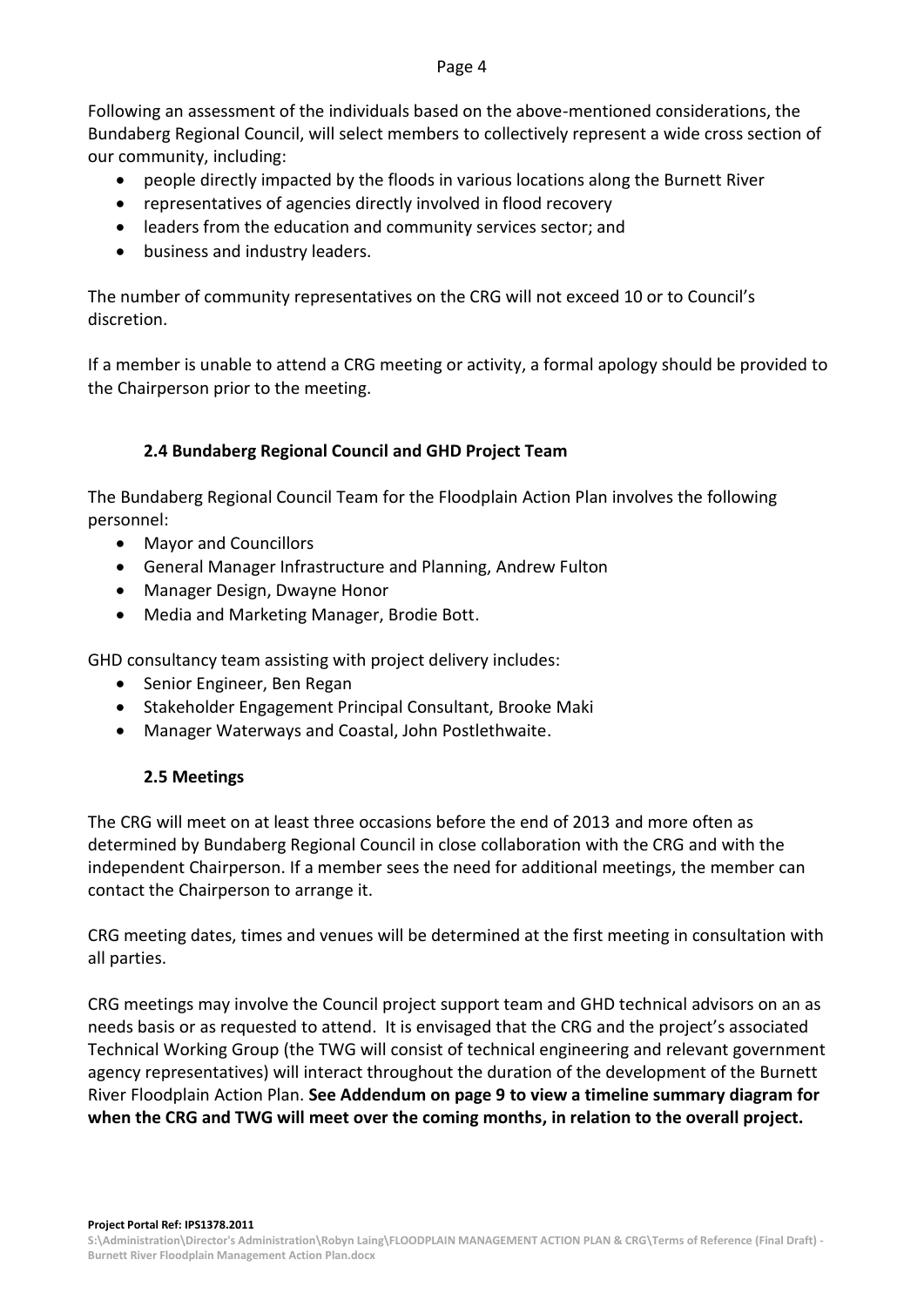Following an assessment of the individuals based on the above-mentioned considerations, the Bundaberg Regional Council, will select members to collectively represent a wide cross section of our community, including:

- people directly impacted by the floods in various locations along the Burnett River
- representatives of agencies directly involved in flood recovery
- leaders from the education and community services sector; and
- business and industry leaders.

The number of community representatives on the CRG will not exceed 10 or to Council's discretion.

If a member is unable to attend a CRG meeting or activity, a formal apology should be provided to the Chairperson prior to the meeting.

### 2.4 Bundaberg Regional Council and GHD Project Team

The Bundaberg Regional Council Team for the Floodplain Action Plan involves the following personnel:

- Mayor and Councillors
- General Manager Infrastructure and Planning, Andrew Fulton
- Manager Design, Dwayne Honor
- Media and Marketing Manager, Brodie Bott.

GHD consultancy team assisting with project delivery includes:

- Senior Engineer, Ben Regan
- Stakeholder Engagement Principal Consultant, Brooke Maki
- Manager Waterways and Coastal, John Postlethwaite.

### 2.5 Meetings

The CRG will meet on at least three occasions before the end of 2013 and more often as determined by Bundaberg Regional Council in close collaboration with the CRG and with the independent Chairperson. If a member sees the need for additional meetings, the member can contact the Chairperson to arrange it.

CRG meeting dates, times and venues will be determined at the first meeting in consultation with all parties.

CRG meetings may involve the Council project support team and GHD technical advisors on an as needs basis or as requested to attend. It is envisaged that the CRG and the project's associated Technical Working Group (the TWG will consist of technical engineering and relevant government agency representatives) will interact throughout the duration of the development of the Burnett River Floodplain Action Plan. **See Addendum on page 9 to view a timeline summary diagram for when the CRG and TWG will meet over the coming months, in relation to the overall project.**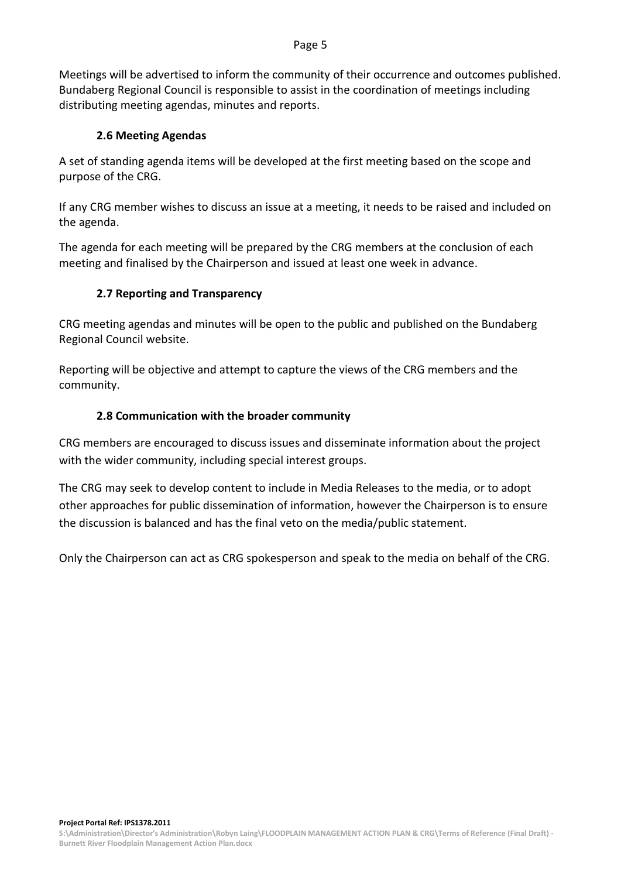Meetings will be advertised to inform the community of their occurrence and outcomes published. Bundaberg Regional Council is responsible to assist in the coordination of meetings including distributing meeting agendas, minutes and reports.

### 2.6 Meeting Agendas

A set of standing agenda items will be developed at the first meeting based on the scope and purpose of the CRG.

If any CRG member wishes to discuss an issue at a meeting, it needs to be raised and included on the agenda.

The agenda for each meeting will be prepared by the CRG members at the conclusion of each meeting and finalised by the Chairperson and issued at least one week in advance.

### 2.7 Reporting and Transparency

CRG meeting agendas and minutes will be open to the public and published on the Bundaberg Regional Council website.

Reporting will be objective and attempt to capture the views of the CRG members and the community.

### 2.8 Communication with the broader community

CRG members are encouraged to discuss issues and disseminate information about the project with the wider community, including special interest groups.

The CRG may seek to develop content to include in Media Releases to the media, or to adopt other approaches for public dissemination of information, however the Chairperson is to ensure the discussion is balanced and has the final veto on the media/public statement.

Only the Chairperson can act as CRG spokesperson and speak to the media on behalf of the CRG.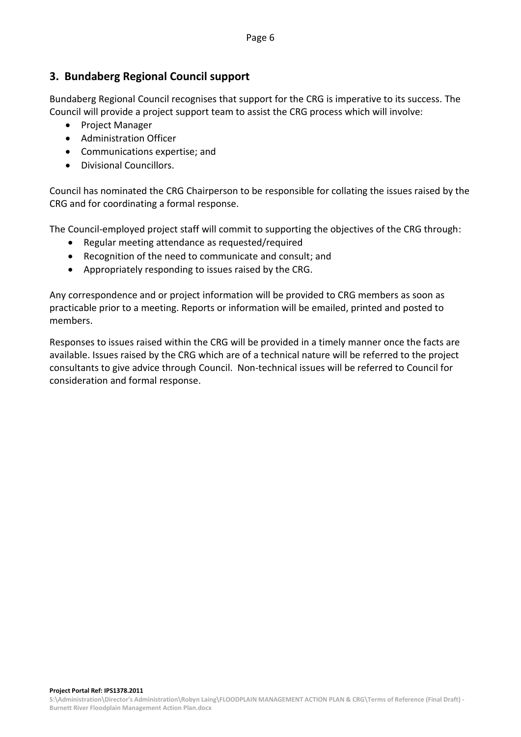## 3. Bundaberg Regional Council support

Bundaberg Regional Council recognises that support for the CRG is imperative to its success. The Council will provide a project support team to assist the CRG process which will involve:

- Project Manager
- Administration Officer
- Communications expertise; and
- Divisional Councillors.

Council has nominated the CRG Chairperson to be responsible for collating the issues raised by the CRG and for coordinating a formal response.

The Council-employed project staff will commit to supporting the objectives of the CRG through:

- Regular meeting attendance as requested/required
- Recognition of the need to communicate and consult; and
- Appropriately responding to issues raised by the CRG.

Any correspondence and or project information will be provided to CRG members as soon as practicable prior to a meeting. Reports or information will be emailed, printed and posted to members.

Responses to issues raised within the CRG will be provided in a timely manner once the facts are available. Issues raised by the CRG which are of a technical nature will be referred to the project consultants to give advice through Council. Non-technical issues will be referred to Council for consideration and formal response.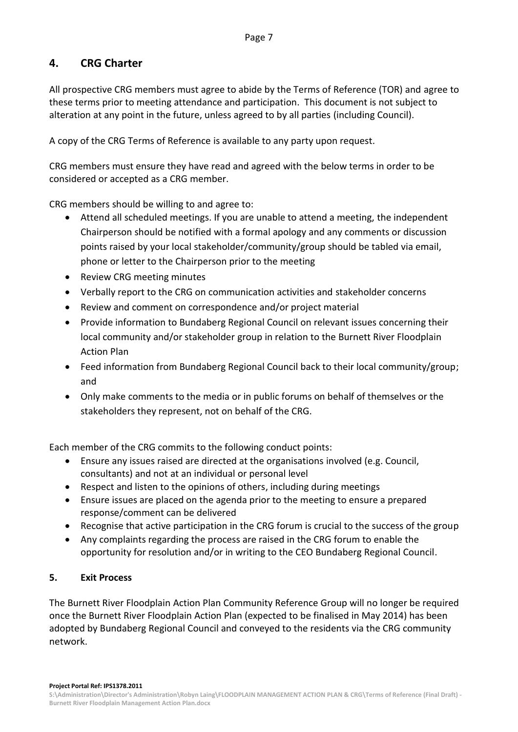## 4. CRG Charter

All prospective CRG members must agree to abide by the Terms of Reference (TOR) and agree to these terms prior to meeting attendance and participation. This document is not subject to alteration at any point in the future, unless agreed to by all parties (including Council).

A copy of the CRG Terms of Reference is available to any party upon request.

CRG members must ensure they have read and agreed with the below terms in order to be considered or accepted as a CRG member.

CRG members should be willing to and agree to:

- Attend all scheduled meetings. If you are unable to attend a meeting, the independent Chairperson should be notified with a formal apology and any comments or discussion points raised by your local stakeholder/community/group should be tabled via email, phone or letter to the Chairperson prior to the meeting
- Review CRG meeting minutes
- Verbally report to the CRG on communication activities and stakeholder concerns
- Review and comment on correspondence and/or project material
- Provide information to Bundaberg Regional Council on relevant issues concerning their local community and/or stakeholder group in relation to the Burnett River Floodplain Action Plan
- Feed information from Bundaberg Regional Council back to their local community/group; and
- Only make comments to the media or in public forums on behalf of themselves or the stakeholders they represent, not on behalf of the CRG.

Each member of the CRG commits to the following conduct points:

- Ensure any issues raised are directed at the organisations involved (e.g. Council, consultants) and not at an individual or personal level
- Respect and listen to the opinions of others, including during meetings
- Ensure issues are placed on the agenda prior to the meeting to ensure a prepared response/comment can be delivered
- Recognise that active participation in the CRG forum is crucial to the success of the group
- Any complaints regarding the process are raised in the CRG forum to enable the opportunity for resolution and/or in writing to the CEO Bundaberg Regional Council.

### 5. Exit Process

The Burnett River Floodplain Action Plan Community Reference Group will no longer be required once the Burnett River Floodplain Action Plan (expected to be finalised in May 2014) has been adopted by Bundaberg Regional Council and conveyed to the residents via the CRG community network.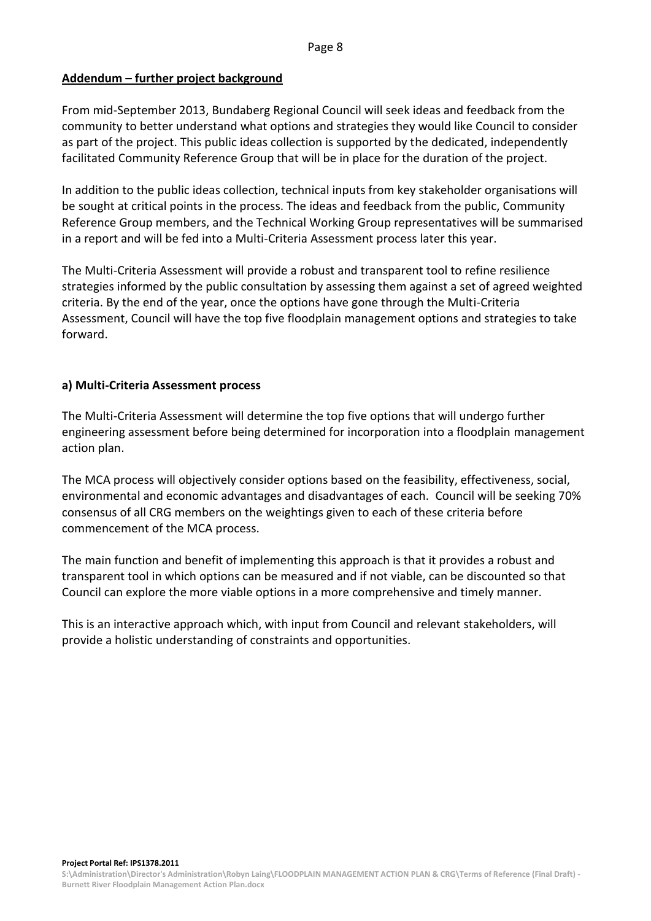## Addendum – further project background

From mid-September 2013, Bundaberg Regional Council will seek ideas and feedback from the community to better understand what options and strategies they would like Council to consider as part of the project. This public ideas collection is supported by the dedicated, independently facilitated Community Reference Group that will be in place for the duration of the project.

In addition to the public ideas collection, technical inputs from key stakeholder organisations will be sought at critical points in the process. The ideas and feedback from the public, Community Reference Group members, and the Technical Working Group representatives will be summarised in a report and will be fed into a Multi-Criteria Assessment process later this year.

The Multi-Criteria Assessment will provide a robust and transparent tool to refine resilience strategies informed by the public consultation by assessing them against a set of agreed weighted criteria. By the end of the year, once the options have gone through the Multi-Criteria Assessment, Council will have the top five floodplain management options and strategies to take forward.

### a) Multi-Criteria Assessment process

The Multi-Criteria Assessment will determine the top five options that will undergo further engineering assessment before being determined for incorporation into a floodplain management action plan.

The MCA process will objectively consider options based on the feasibility, effectiveness, social, environmental and economic advantages and disadvantages of each. Council will be seeking 70% consensus of all CRG members on the weightings given to each of these criteria before commencement of the MCA process.

The main function and benefit of implementing this approach is that it provides a robust and transparent tool in which options can be measured and if not viable, can be discounted so that Council can explore the more viable options in a more comprehensive and timely manner.

This is an interactive approach which, with input from Council and relevant stakeholders, will provide a holistic understanding of constraints and opportunities.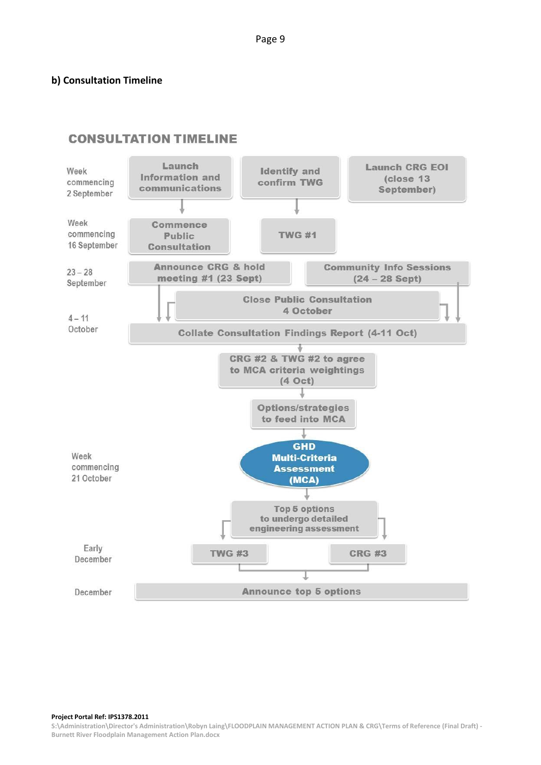## b) Consultation Timeline

CONSULTATION TIMELINE

Week commencing 2 September

Launch Information and communications

Identify and confirm TWG

Launch CRG EOI (close 13 September)

Week commencing 16 September

Commence Public Consultation

TWG #1

23 – 28 September

Announce CRG & hold meeting #1 (23 Sept)

Community Info Sessions (24 – 28 Sept)

Close Public Consultation 4 October

4 – 11 October

Collate Consultation Findings Report (4-11 Oct)

CRG #2 & TWG #2 to agree to MCA criteria weightings (4 Oct)

Options/strategies to feed into MCA

Week commencing 21 October

GHD Multi-Criteria Assessment (MCA)

Top 5 options to undergo detailed engineering assessment

Early December

TWG #3

CRG #3

December

Announce top 5 options

**Project Portal Ref: IPS1378.2011**
S:\Administration\Director's Administration\Robyn Laing\FLOODPLAIN MANAGEMENT ACTION PLAN & CRG\Terms of Reference (Final Draft) - Burnett River Floodplain Management Action Plan.docx